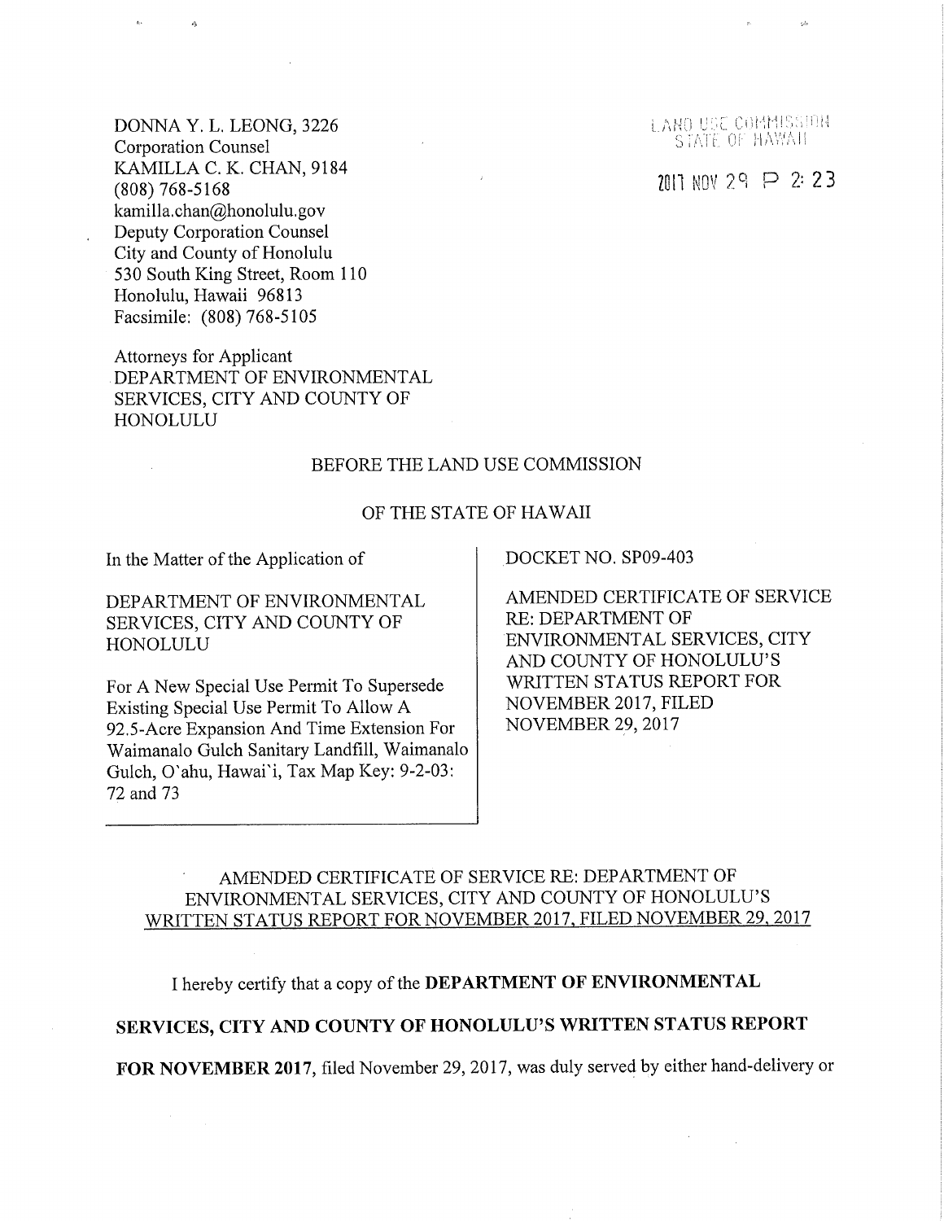DONNA Y. L. LEONG, 3226
Corporation Counsel
KAMILLA C. K. CHAN, 9184
(808) 768-5168
kamilla.chan@honolulu.gov
Deputy Corporation Counsel
City and County of Honolulu
530 South King Street, Room 110
Honolulu, Hawaii 96813
Facsimile: (808) 768-5105

LAND USE COMMISSION
STATE OF HAWAII

2017 NOV 29 P 2:23

Attorneys for Applicant
DEPARTMENT OF ENVIRONMENTAL SERVICES, CITY AND COUNTY OF HONOLULU

BEFORE THE LAND USE COMMISSION

OF THE STATE OF HAWAII

| | |
|---|---|
| In the Matter of the Application of<br><br>DEPARTMENT OF ENVIRONMENTAL SERVICES, CITY AND COUNTY OF HONOLULU<br><br>For A New Special Use Permit To Supersede Existing Special Use Permit To Allow A 92.5-Acre Expansion And Time Extension For Waimanalo Gulch Sanitary Landfill, Waimanalo Gulch, O`ahu, Hawai`i, Tax Map Key: 9-2-03: 72 and 73 | DOCKET NO. SP09-403<br><br>AMENDED CERTIFICATE OF SERVICE RE: DEPARTMENT OF ENVIRONMENTAL SERVICES, CITY AND COUNTY OF HONOLULU'S WRITTEN STATUS REPORT FOR NOVEMBER 2017, FILED NOVEMBER 29, 2017 |

AMENDED CERTIFICATE OF SERVICE RE: DEPARTMENT OF ENVIRONMENTAL SERVICES, CITY AND COUNTY OF HONOLULU'S WRITTEN STATUS REPORT FOR NOVEMBER 2017, FILED NOVEMBER 29, 2017

I hereby certify that a copy of the **DEPARTMENT OF ENVIRONMENTAL SERVICES, CITY AND COUNTY OF HONOLULU'S WRITTEN STATUS REPORT FOR NOVEMBER 2017**, filed November 29, 2017, was duly served by either hand-delivery or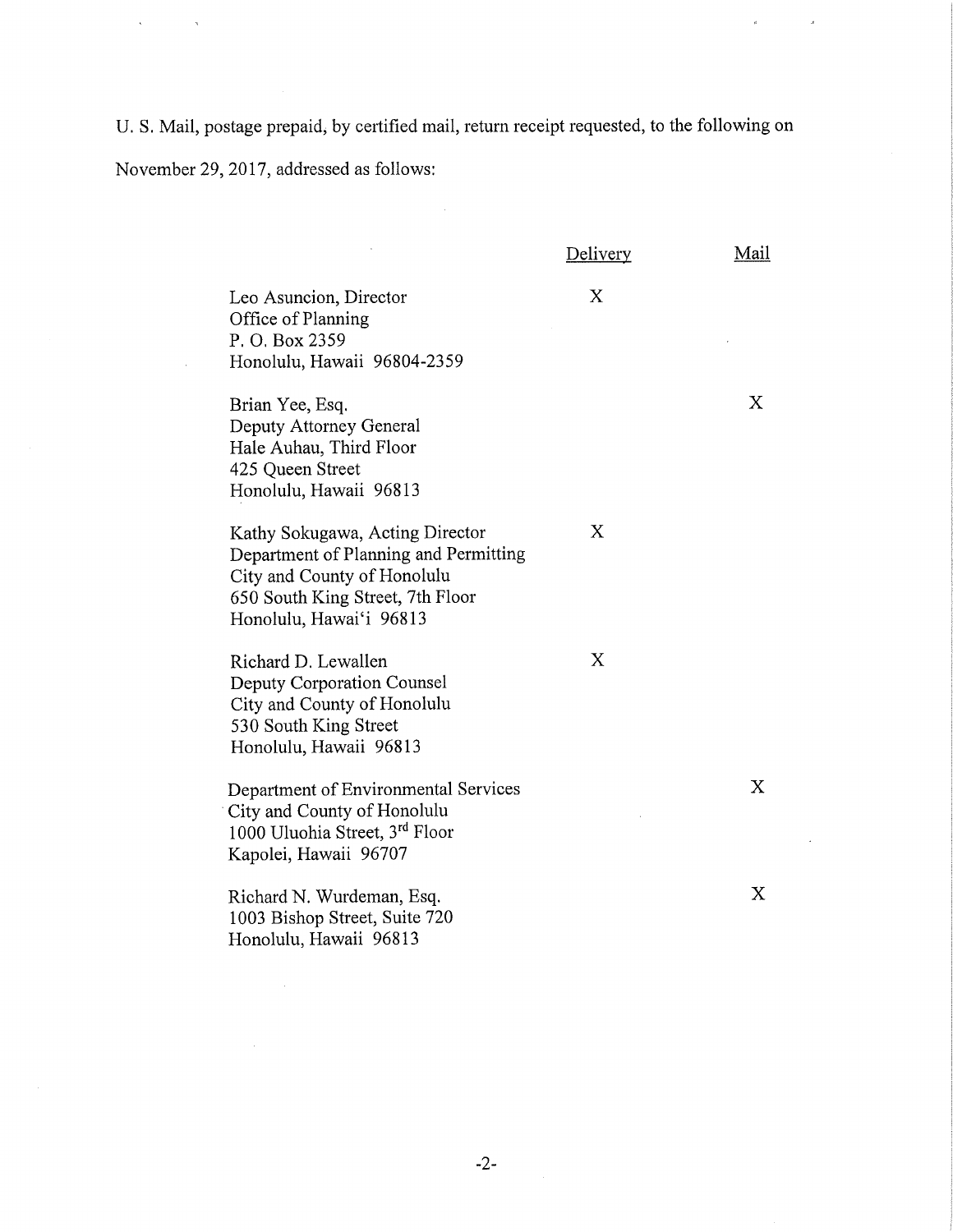U. S. Mail, postage prepaid, by certified mail, return receipt requested, to the following on November 29, 2017, addressed as follows:

| | Delivery | Mail |
|---|---|---|
| Leo Asuncion, Director<br>Office of Planning<br>P. O. Box 2359<br>Honolulu, Hawaii 96804-2359 | X | |
| Brian Yee, Esq.<br>Deputy Attorney General<br>Hale Auhau, Third Floor<br>425 Queen Street<br>Honolulu, Hawaii 96813 | | X |
| Kathy Sokugawa, Acting Director<br>Department of Planning and Permitting<br>City and County of Honolulu<br>650 South King Street, 7th Floor<br>Honolulu, Hawai'i 96813 | X | |
| Richard D. Lewallen<br>Deputy Corporation Counsel<br>City and County of Honolulu<br>530 South King Street<br>Honolulu, Hawaii 96813 | X | |
| Department of Environmental Services<br>City and County of Honolulu<br>1000 Uluohia Street, 3rd Floor<br>Kapolei, Hawaii 96707 | | X |
| Richard N. Wurdeman, Esq.<br>1003 Bishop Street, Suite 720<br>Honolulu, Hawaii 96813 | | X |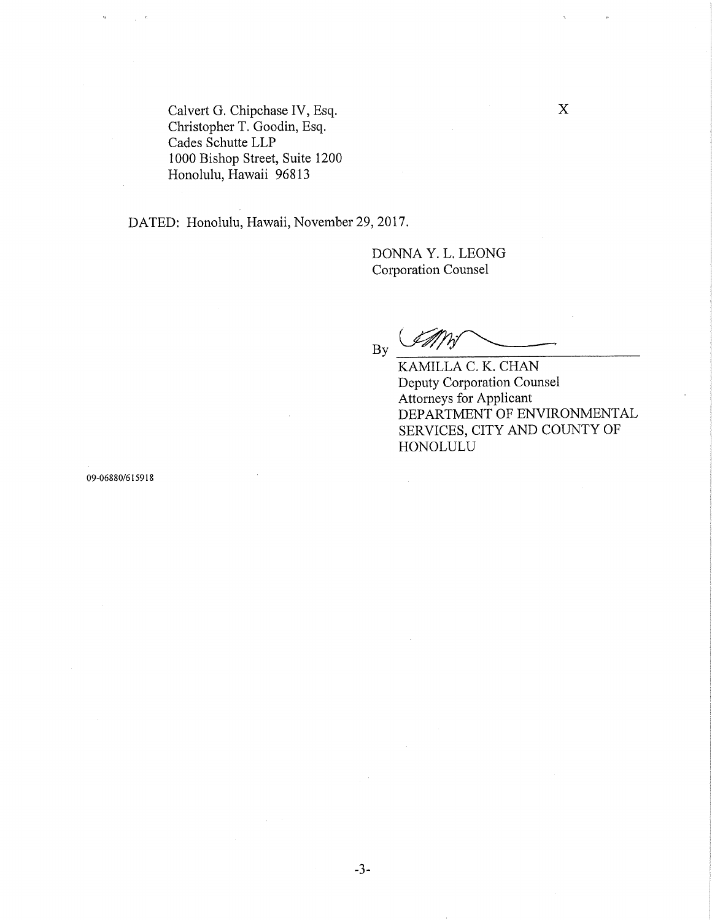Calvert G. Chipchase IV, Esq.
Christopher T. Goodin, Esq.
Cades Schutte LLP
1000 Bishop Street, Suite 1200
Honolulu, Hawaii 96813

X

DATED: Honolulu, Hawaii, November 29, 2017.

DONNA Y. L. LEONG
Corporation Counsel

By ______________________

KAMILLA C. K. CHAN
Deputy Corporation Counsel
Attorneys for Applicant
DEPARTMENT OF ENVIRONMENTAL SERVICES, CITY AND COUNTY OF HONOLULU

09-06880/615918